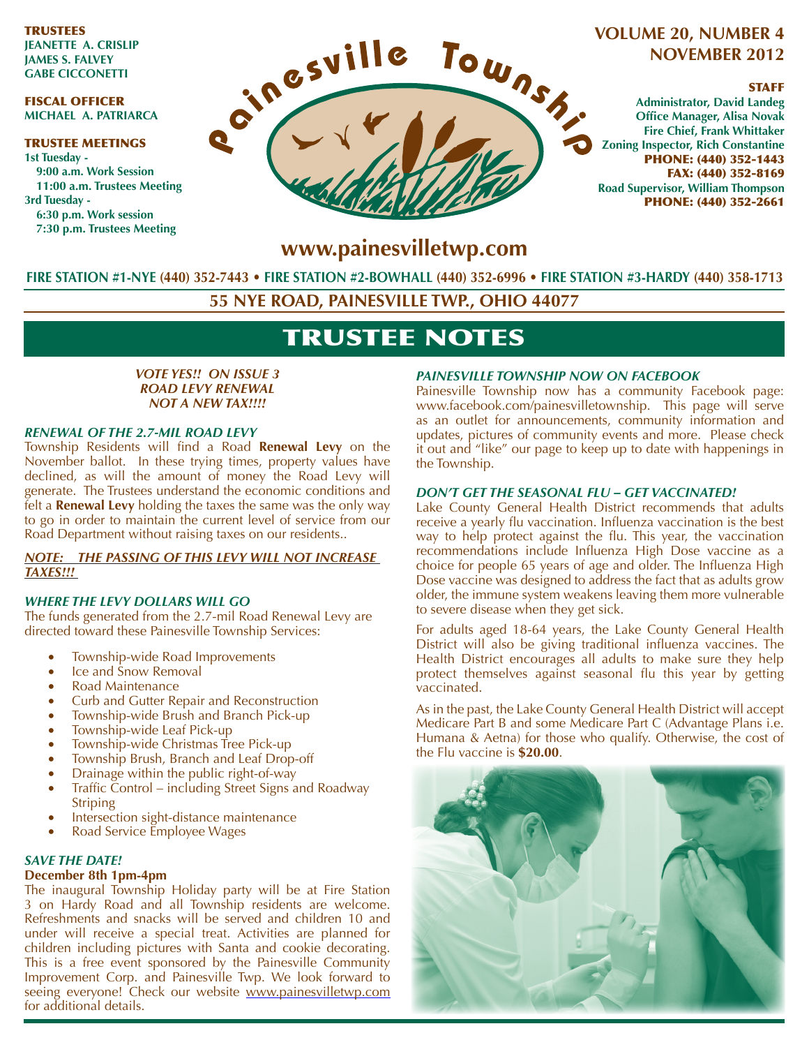**TRUSTEES**
**JEANETTE A. CRISLIP**
**JAMES S. FALVEY**
**GABE CICCONETTI**

**FISCAL OFFICER**
**MICHAEL A. PATRIARCA**

**TRUSTEE MEETINGS**
**1st Tuesday -**
**9:00 a.m. Work Session**
**11:00 a.m. Trustees Meeting**
**3rd Tuesday -**
**6:30 p.m. Work session**
**7:30 p.m. Trustees Meeting**

# Painesville Township

**VOLUME 20, NUMBER 4**
**NOVEMBER 2012**

**STAFF**
**Administrator, David Landeg**
**Office Manager, Alisa Novak**
**Fire Chief, Frank Whittaker**
**Zoning Inspector, Rich Constantine**
**PHONE: (440) 352-1443**
**FAX: (440) 352-8169**
**Road Supervisor, William Thompson**
**PHONE: (440) 352-2661**

**www.painesvilletwp.com**

**FIRE STATION #1-NYE (440) 352-7443 • FIRE STATION #2-BOWHALL (440) 352-6996 • FIRE STATION #3-HARDY (440) 358-1713**

**55 NYE ROAD, PAINESVILLE TWP., OHIO 44077**

## TRUSTEE NOTES

***VOTE YES!! ON ISSUE 3***
***ROAD LEVY RENEWAL***
***NOT A NEW TAX!!!!***

### *RENEWAL OF THE 2.7-MIL ROAD LEVY*

Township Residents will find a Road **Renewal Levy** on the November ballot. In these trying times, property values have declined, as will the amount of money the Road Levy will generate. The Trustees understand the economic conditions and felt a **Renewal Levy** holding the taxes the same was the only way to go in order to maintain the current level of service from our Road Department without raising taxes on our residents..

***NOTE: THE PASSING OF THIS LEVY WILL NOT INCREASE TAXES!!!***

### *WHERE THE LEVY DOLLARS WILL GO*

The funds generated from the 2.7-mil Road Renewal Levy are directed toward these Painesville Township Services:

- Township-wide Road Improvements
- Ice and Snow Removal
- Road Maintenance
- Curb and Gutter Repair and Reconstruction
- Township-wide Brush and Branch Pick-up
- Township-wide Leaf Pick-up
- Township-wide Christmas Tree Pick-up
- Township Brush, Branch and Leaf Drop-off
- Drainage within the public right-of-way
- Traffic Control – including Street Signs and Roadway Striping
- Intersection sight-distance maintenance
- Road Service Employee Wages

### *SAVE THE DATE!*

**December 8th 1pm-4pm**

The inaugural Township Holiday party will be at Fire Station 3 on Hardy Road and all Township residents are welcome. Refreshments and snacks will be served and children 10 and under will receive a special treat. Activities are planned for children including pictures with Santa and cookie decorating. This is a free event sponsored by the Painesville Community Improvement Corp. and Painesville Twp. We look forward to seeing everyone! Check our website www.painesvilletwp.com for additional details.

### *PAINESVILLE TOWNSHIP NOW ON FACEBOOK*

Painesville Township now has a community Facebook page: www.facebook.com/painesvilletownship. This page will serve as an outlet for announcements, community information and updates, pictures of community events and more. Please check it out and "like" our page to keep up to date with happenings in the Township.

### *DON'T GET THE SEASONAL FLU – GET VACCINATED!*

Lake County General Health District recommends that adults receive a yearly flu vaccination. Influenza vaccination is the best way to help protect against the flu. This year, the vaccination recommendations include Influenza High Dose vaccine as a choice for people 65 years of age and older. The Influenza High Dose vaccine was designed to address the fact that as adults grow older, the immune system weakens leaving them more vulnerable to severe disease when they get sick.

For adults aged 18-64 years, the Lake County General Health District will also be giving traditional influenza vaccines. The Health District encourages all adults to make sure they help protect themselves against seasonal flu this year by getting vaccinated.

As in the past, the Lake County General Health District will accept Medicare Part B and some Medicare Part C (Advantage Plans i.e. Humana & Aetna) for those who qualify. Otherwise, the cost of the Flu vaccine is **$20.00**.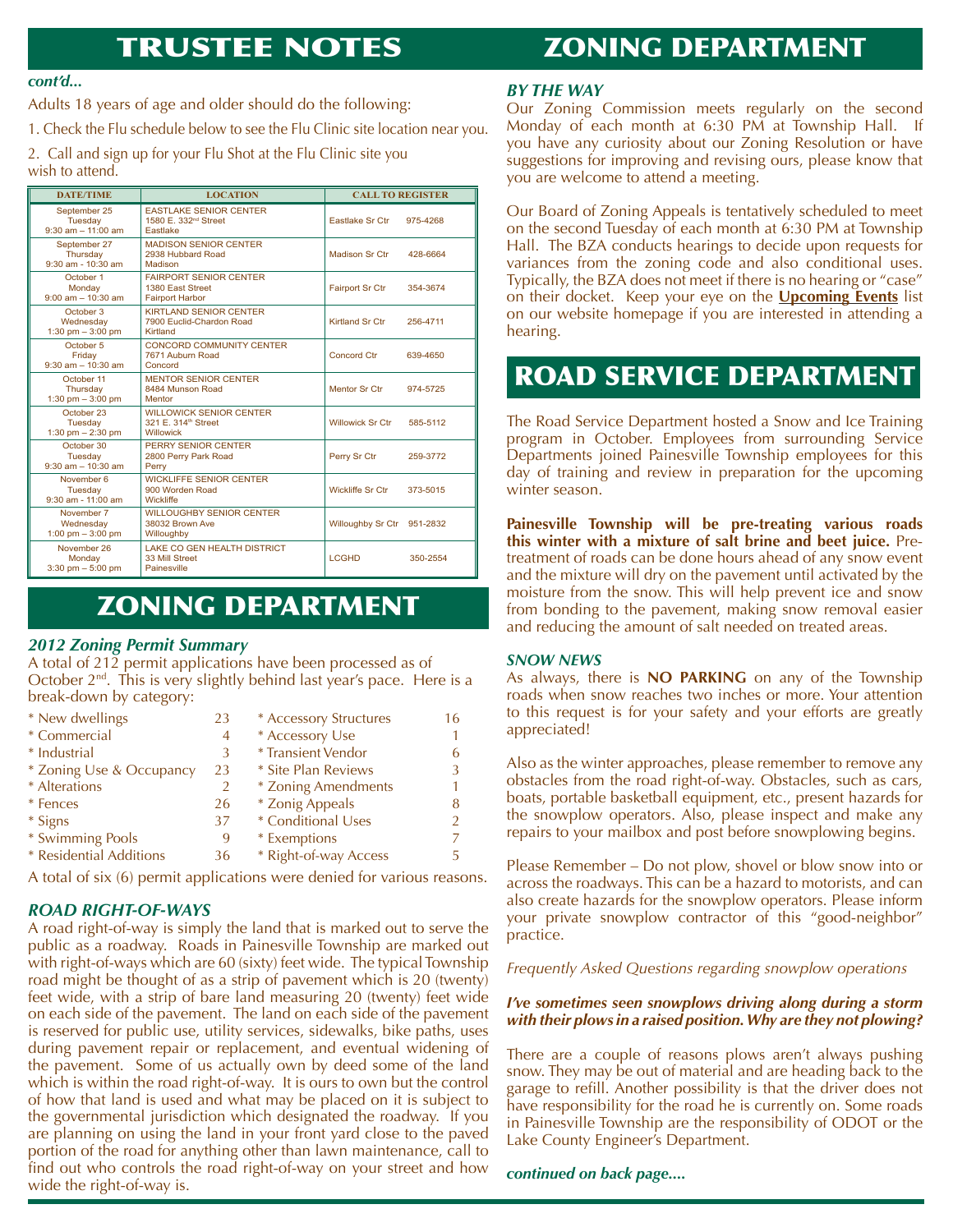# TRUSTEE NOTES

*cont'd...*

Adults 18 years of age and older should do the following:

1. Check the Flu schedule below to see the Flu Clinic site location near you.

2. Call and sign up for your Flu Shot at the Flu Clinic site you wish to attend.

| DATE/TIME | LOCATION | CALL TO REGISTER |
|---|---|---|
| September 25 Tuesday 9:30 am – 11:00 am | EASTLAKE SENIOR CENTER 1580 E. 332nd Street Eastlake | Eastlake Sr Ctr 975-4268 |
| September 27 Thursday 9:30 am - 10:30 am | MADISON SENIOR CENTER 2938 Hubbard Road Madison | Madison Sr Ctr 428-6664 |
| October 1 Monday 9:00 am – 10:30 am | FAIRPORT SENIOR CENTER 1380 East Street Fairport Harbor | Fairport Sr Ctr 354-3674 |
| October 3 Wednesday 1:30 pm – 3:00 pm | KIRTLAND SENIOR CENTER 7900 Euclid-Chardon Road Kirtland | Kirtland Sr Ctr 256-4711 |
| October 5 Friday 9:30 am – 10:30 am | CONCORD COMMUNITY CENTER 7671 Auburn Road Concord | Concord Ctr 639-4650 |
| October 11 Thursday 1:30 pm – 3:00 pm | MENTOR SENIOR CENTER 8484 Munson Road Mentor | Mentor Sr Ctr 974-5725 |
| October 23 Tuesday 1:30 pm – 2:30 pm | WILLOWICK SENIOR CENTER 321 E. 314th Street Willowick | Willowick Sr Ctr 585-5112 |
| October 30 Tuesday 9:30 am – 10:30 am | PERRY SENIOR CENTER 2800 Perry Park Road Perry | Perry Sr Ctr 259-3772 |
| November 6 Tuesday 9:30 am - 11:00 am | WICKLIFFE SENIOR CENTER 900 Worden Road Wickliffe | Wickliffe Sr Ctr 373-5015 |
| November 7 Wednesday 1:00 pm – 3:00 pm | WILLOUGHBY SENIOR CENTER 38032 Brown Ave Willoughby | Willoughby Sr Ctr 951-2832 |
| November 26 Monday 3:30 pm – 5:00 pm | LAKE CO GEN HEALTH DISTRICT 33 Mill Street Painesville | LCGHD 350-2554 |

# ZONING DEPARTMENT

### *2012 Zoning Permit Summary*

A total of 212 permit applications have been processed as of October 2nd. This is very slightly behind last year's pace. Here is a break-down by category:

| Category | Count | Category | Count |
|---|---|---|---|
| * New dwellings | 23 | * Accessory Structures | 16 |
| * Commercial | 4 | * Accessory Use | 1 |
| * Industrial | 3 | * Transient Vendor | 6 |
| * Zoning Use & Occupancy | 23 | * Site Plan Reviews | 3 |
| * Alterations | 2 | * Zoning Amendments | 1 |
| * Fences | 26 | * Zonig Appeals | 8 |
| * Signs | 37 | * Conditional Uses | 2 |
| * Swimming Pools | 9 | * Exemptions | 7 |
| * Residential Additions | 36 | * Right-of-way Access | 5 |

A total of six (6) permit applications were denied for various reasons.

### *ROAD RIGHT-OF-WAYS*

A road right-of-way is simply the land that is marked out to serve the public as a roadway. Roads in Painesville Township are marked out with right-of-ways which are 60 (sixty) feet wide. The typical Township road might be thought of as a strip of pavement which is 20 (twenty) feet wide, with a strip of bare land measuring 20 (twenty) feet wide on each side of the pavement. The land on each side of the pavement is reserved for public use, utility services, sidewalks, bike paths, uses during pavement repair or replacement, and eventual widening of the pavement. Some of us actually own by deed some of the land which is within the road right-of-way. It is ours to own but the control of how that land is used and what may be placed on it is subject to the governmental jurisdiction which designated the roadway. If you are planning on using the land in your front yard close to the paved portion of the road for anything other than lawn maintenance, call to find out who controls the road right-of-way on your street and how wide the right-of-way is.

# ZONING DEPARTMENT

### *BY THE WAY*

Our Zoning Commission meets regularly on the second Monday of each month at 6:30 PM at Township Hall. If you have any curiosity about our Zoning Resolution or have suggestions for improving and revising ours, please know that you are welcome to attend a meeting.

Our Board of Zoning Appeals is tentatively scheduled to meet on the second Tuesday of each month at 6:30 PM at Township Hall. The BZA conducts hearings to decide upon requests for variances from the zoning code and also conditional uses. Typically, the BZA does not meet if there is no hearing or "case" on their docket. Keep your eye on the **Upcoming Events** list on our website homepage if you are interested in attending a hearing.

# ROAD SERVICE DEPARTMENT

The Road Service Department hosted a Snow and Ice Training program in October. Employees from surrounding Service Departments joined Painesville Township employees for this day of training and review in preparation for the upcoming winter season.

**Painesville Township will be pre-treating various roads this winter with a mixture of salt brine and beet juice.** Pre-treatment of roads can be done hours ahead of any snow event and the mixture will dry on the pavement until activated by the moisture from the snow. This will help prevent ice and snow from bonding to the pavement, making snow removal easier and reducing the amount of salt needed on treated areas.

### *SNOW NEWS*

As always, there is **NO PARKING** on any of the Township roads when snow reaches two inches or more. Your attention to this request is for your safety and your efforts are greatly appreciated!

Also as the winter approaches, please remember to remove any obstacles from the road right-of-way. Obstacles, such as cars, boats, portable basketball equipment, etc., present hazards for the snowplow operators. Also, please inspect and make any repairs to your mailbox and post before snowplowing begins.

Please Remember – Do not plow, shovel or blow snow into or across the roadways. This can be a hazard to motorists, and can also create hazards for the snowplow operators. Please inform your private snowplow contractor of this "good-neighbor" practice.

*Frequently Asked Questions regarding snowplow operations*

***I've sometimes seen snowplows driving along during a storm with their plows in a raised position. Why are they not plowing?***

There are a couple of reasons plows aren't always pushing snow. They may be out of material and are heading back to the garage to refill. Another possibility is that the driver does not have responsibility for the road he is currently on. Some roads in Painesville Township are the responsibility of ODOT or the Lake County Engineer's Department.

***continued on back page....***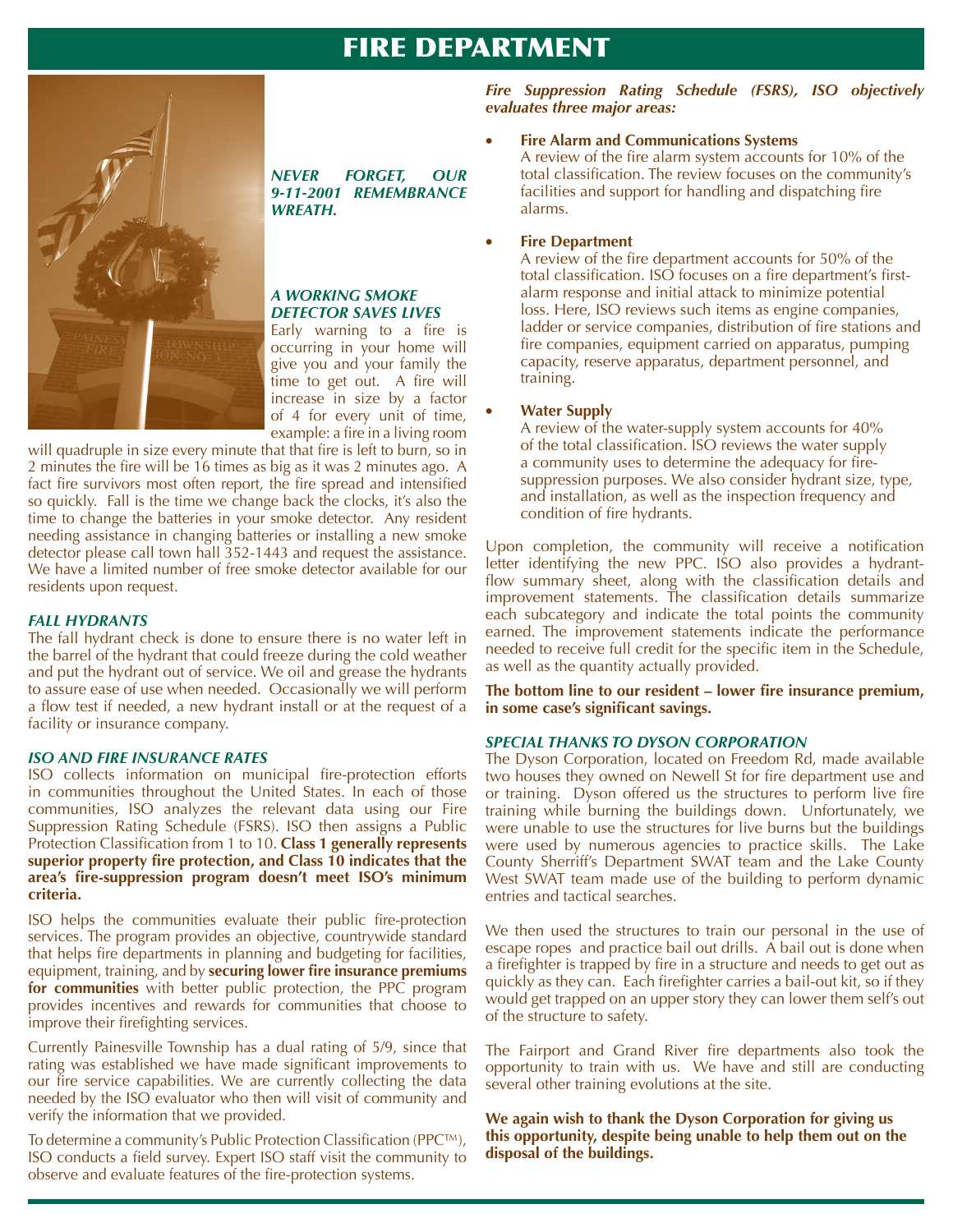# FIRE DEPARTMENT

***NEVER FORGET, OUR 9-11-2001 REMEMBRANCE WREATH.***

### *A WORKING SMOKE DETECTOR SAVES LIVES*

Early warning to a fire is occurring in your home will give you and your family the time to get out. A fire will increase in size by a factor of 4 for every unit of time, example: a fire in a living room will quadruple in size every minute that that fire is left to burn, so in 2 minutes the fire will be 16 times as big as it was 2 minutes ago. A fact fire survivors most often report, the fire spread and intensified so quickly. Fall is the time we change back the clocks, it's also the time to change the batteries in your smoke detector. Any resident needing assistance in changing batteries or installing a new smoke detector please call town hall 352-1443 and request the assistance. We have a limited number of free smoke detector available for our residents upon request.

### *FALL HYDRANTS*

The fall hydrant check is done to ensure there is no water left in the barrel of the hydrant that could freeze during the cold weather and put the hydrant out of service. We oil and grease the hydrants to assure ease of use when needed. Occasionally we will perform a flow test if needed, a new hydrant install or at the request of a facility or insurance company.

### *ISO AND FIRE INSURANCE RATES*

ISO collects information on municipal fire-protection efforts in communities throughout the United States. In each of those communities, ISO analyzes the relevant data using our Fire Suppression Rating Schedule (FSRS). ISO then assigns a Public Protection Classification from 1 to 10. **Class 1 generally represents superior property fire protection, and Class 10 indicates that the area's fire-suppression program doesn't meet ISO's minimum criteria.**

ISO helps the communities evaluate their public fire-protection services. The program provides an objective, countrywide standard that helps fire departments in planning and budgeting for facilities, equipment, training, and by **securing lower fire insurance premiums for communities** with better public protection, the PPC program provides incentives and rewards for communities that choose to improve their firefighting services.

Currently Painesville Township has a dual rating of 5/9, since that rating was established we have made significant improvements to our fire service capabilities. We are currently collecting the data needed by the ISO evaluator who then will visit of community and verify the information that we provided.

To determine a community's Public Protection Classification (PPC™), ISO conducts a field survey. Expert ISO staff visit the community to observe and evaluate features of the fire-protection systems.

***Fire Suppression Rating Schedule (FSRS), ISO objectively evaluates three major areas:***

- **Fire Alarm and Communications Systems**
  A review of the fire alarm system accounts for 10% of the total classification. The review focuses on the community's facilities and support for handling and dispatching fire alarms.

- **Fire Department**
  A review of the fire department accounts for 50% of the total classification. ISO focuses on a fire department's first-alarm response and initial attack to minimize potential loss. Here, ISO reviews such items as engine companies, ladder or service companies, distribution of fire stations and fire companies, equipment carried on apparatus, pumping capacity, reserve apparatus, department personnel, and training.

- **Water Supply**
  A review of the water-supply system accounts for 40% of the total classification. ISO reviews the water supply a community uses to determine the adequacy for fire-suppression purposes. We also consider hydrant size, type, and installation, as well as the inspection frequency and condition of fire hydrants.

Upon completion, the community will receive a notification letter identifying the new PPC. ISO also provides a hydrant-flow summary sheet, along with the classification details and improvement statements. The classification details summarize each subcategory and indicate the total points the community earned. The improvement statements indicate the performance needed to receive full credit for the specific item in the Schedule, as well as the quantity actually provided.

**The bottom line to our resident – lower fire insurance premium, in some case's significant savings.**

### *SPECIAL THANKS TO DYSON CORPORATION*

The Dyson Corporation, located on Freedom Rd, made available two houses they owned on Newell St for fire department use and or training. Dyson offered us the structures to perform live fire training while burning the buildings down. Unfortunately, we were unable to use the structures for live burns but the buildings were used by numerous agencies to practice skills. The Lake County Sherriff's Department SWAT team and the Lake County West SWAT team made use of the building to perform dynamic entries and tactical searches.

We then used the structures to train our personal in the use of escape ropes and practice bail out drills. A bail out is done when a firefighter is trapped by fire in a structure and needs to get out as quickly as they can. Each firefighter carries a bail-out kit, so if they would get trapped on an upper story they can lower them self's out of the structure to safety.

The Fairport and Grand River fire departments also took the opportunity to train with us. We have and still are conducting several other training evolutions at the site.

**We again wish to thank the Dyson Corporation for giving us this opportunity, despite being unable to help them out on the disposal of the buildings.**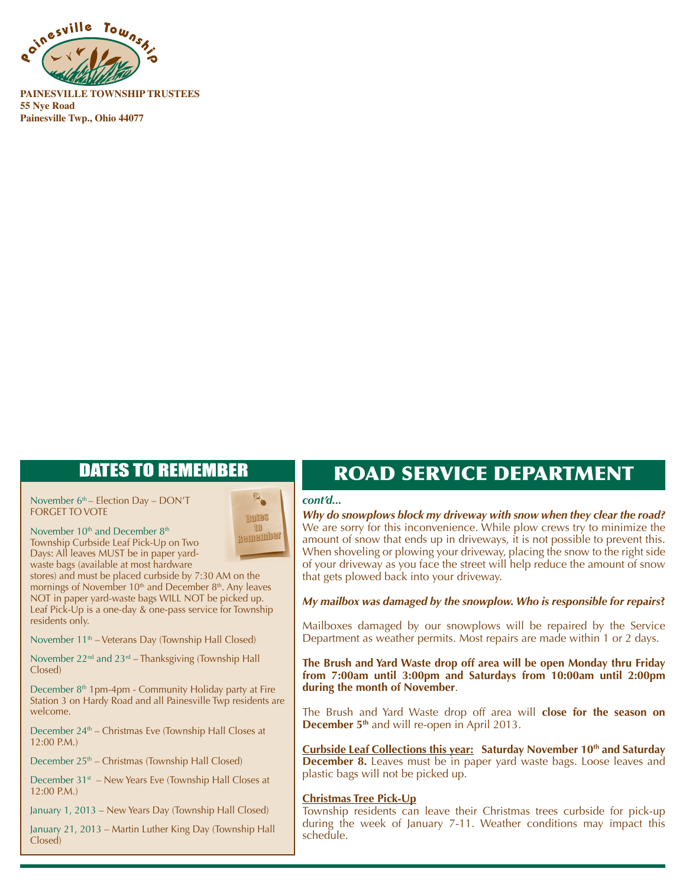Painesville Township

**PAINESVILLE TOWNSHIP TRUSTEES**
**55 Nye Road**
**Painesville Twp., Ohio 44077**

## DATES TO REMEMBER

Dates to Remember

November 6th – Election Day – DON'T FORGET TO VOTE

November 10th and December 8th Township Curbside Leaf Pick-Up on Two Days: All leaves MUST be in paper yard-waste bags (available at most hardware stores) and must be placed curbside by 7:30 AM on the mornings of November 10th and December 8th. Any leaves NOT in paper yard-waste bags WILL NOT be picked up. Leaf Pick-Up is a one-day & one-pass service for Township residents only.

November 11th – Veterans Day (Township Hall Closed)

November 22nd and 23rd – Thanksgiving (Township Hall Closed)

December 8th 1pm-4pm - Community Holiday party at Fire Station 3 on Hardy Road and all Painesville Twp residents are welcome.

December 24th – Christmas Eve (Township Hall Closes at 12:00 P.M.)

December 25th – Christmas (Township Hall Closed)

December 31st – New Years Eve (Township Hall Closes at 12:00 P.M.)

January 1, 2013 – New Years Day (Township Hall Closed)

January 21, 2013 – Martin Luther King Day (Township Hall Closed)

## ROAD SERVICE DEPARTMENT

***cont'd...***

***Why do snowplows block my driveway with snow when they clear the road?*** We are sorry for this inconvenience. While plow crews try to minimize the amount of snow that ends up in driveways, it is not possible to prevent this. When shoveling or plowing your driveway, placing the snow to the right side of your driveway as you face the street will help reduce the amount of snow that gets plowed back into your driveway.

***My mailbox was damaged by the snowplow. Who is responsible for repairs?***

Mailboxes damaged by our snowplows will be repaired by the Service Department as weather permits. Most repairs are made within 1 or 2 days.

**The Brush and Yard Waste drop off area will be open Monday thru Friday from 7:00am until 3:00pm and Saturdays from 10:00am until 2:00pm during the month of November**.

The Brush and Yard Waste drop off area will **close for the season on December 5th** and will re-open in April 2013.

**Curbside Leaf Collections this year: Saturday November 10th and Saturday December 8.** Leaves must be in paper yard waste bags. Loose leaves and plastic bags will not be picked up.

**Christmas Tree Pick-Up**
Township residents can leave their Christmas trees curbside for pick-up during the week of January 7-11. Weather conditions may impact this schedule.